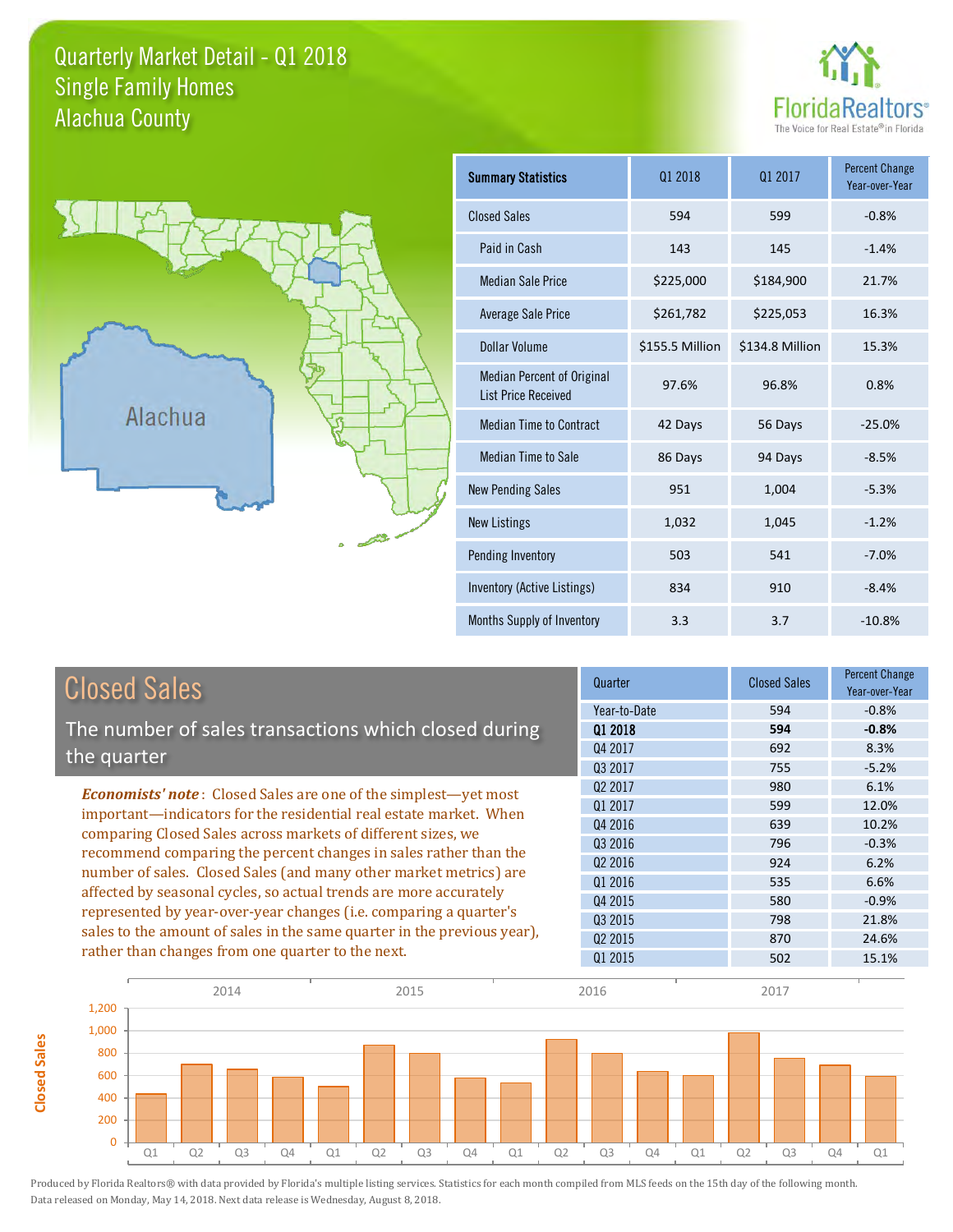# Quarterly Market Detail - Q1 2018
## Single Family Homes
## Alachua County

FloridaRealtors®
The Voice for Real Estate® in Florida

| Summary Statistics | Q1 2018 | Q1 2017 | Percent Change Year-over-Year |
|---|---|---|---|
| Closed Sales | 594 | 599 | -0.8% |
| Paid in Cash | 143 | 145 | -1.4% |
| Median Sale Price | $225,000 | $184,900 | 21.7% |
| Average Sale Price | $261,782 | $225,053 | 16.3% |
| Dollar Volume | $155.5 Million | $134.8 Million | 15.3% |
| Median Percent of Original List Price Received | 97.6% | 96.8% | 0.8% |
| Median Time to Contract | 42 Days | 56 Days | -25.0% |
| Median Time to Sale | 86 Days | 94 Days | -8.5% |
| New Pending Sales | 951 | 1,004 | -5.3% |
| New Listings | 1,032 | 1,045 | -1.2% |
| Pending Inventory | 503 | 541 | -7.0% |
| Inventory (Active Listings) | 834 | 910 | -8.4% |
| Months Supply of Inventory | 3.3 | 3.7 | -10.8% |

## Closed Sales

The number of sales transactions which closed during the quarter

***Economists' note***: Closed Sales are one of the simplest—yet most important—indicators for the residential real estate market. When comparing Closed Sales across markets of different sizes, we recommend comparing the percent changes in sales rather than the number of sales. Closed Sales (and many other market metrics) are affected by seasonal cycles, so actual trends are more accurately represented by year-over-year changes (i.e. comparing a quarter's sales to the amount of sales in the same quarter in the previous year), rather than changes from one quarter to the next.

| Quarter | Closed Sales | Percent Change Year-over-Year |
|---|---|---|
| Year-to-Date | 594 | -0.8% |
| **Q1 2018** | **594** | **-0.8%** |
| Q4 2017 | 692 | 8.3% |
| Q3 2017 | 755 | -5.2% |
| Q2 2017 | 980 | 6.1% |
| Q1 2017 | 599 | 12.0% |
| Q4 2016 | 639 | 10.2% |
| Q3 2016 | 796 | -0.3% |
| Q2 2016 | 924 | 6.2% |
| Q1 2016 | 535 | 6.6% |
| Q4 2015 | 580 | -0.9% |
| Q3 2015 | 798 | 21.8% |
| Q2 2015 | 870 | 24.6% |
| Q1 2015 | 502 | 15.1% |

Produced by Florida Realtors® with data provided by Florida's multiple listing services. Statistics for each month compiled from MLS feeds on the 15th day of the following month. Data released on Monday, May 14, 2018. Next data release is Wednesday, August 8, 2018.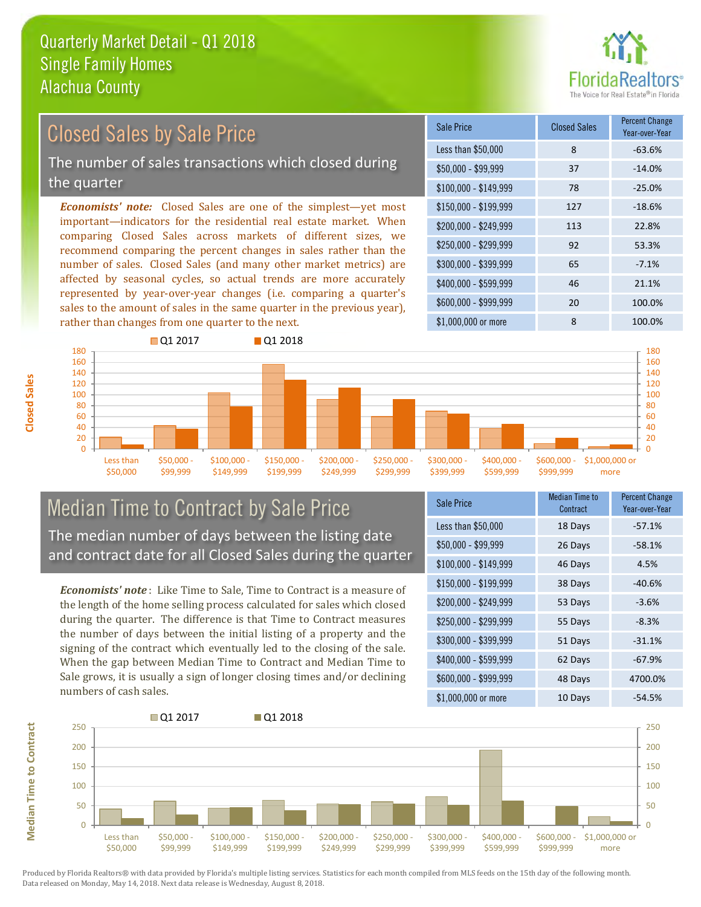# Quarterly Market Detail - Q1 2018
## Single Family Homes
## Alachua County

## Closed Sales by Sale Price

The number of sales transactions which closed during the quarter

***Economists' note:*** Closed Sales are one of the simplest—yet most important—indicators for the residential real estate market. When comparing Closed Sales across markets of different sizes, we recommend comparing the percent changes in sales rather than the number of sales. Closed Sales (and many other market metrics) are affected by seasonal cycles, so actual trends are more accurately represented by year-over-year changes (i.e. comparing a quarter's sales to the amount of sales in the same quarter in the previous year), rather than changes from one quarter to the next.

| Sale Price | Closed Sales | Percent Change Year-over-Year |
|---|---|---|
| Less than $50,000 | 8 | -63.6% |
| $50,000 - $99,999 | 37 | -14.0% |
| $100,000 - $149,999 | 78 | -25.0% |
| $150,000 - $199,999 | 127 | -18.6% |
| $200,000 - $249,999 | 113 | 22.8% |
| $250,000 - $299,999 | 92 | 53.3% |
| $300,000 - $399,999 | 65 | -7.1% |
| $400,000 - $599,999 | 46 | 21.1% |
| $600,000 - $999,999 | 20 | 100.0% |
| $1,000,000 or more | 8 | 100.0% |

## Median Time to Contract by Sale Price

The median number of days between the listing date and contract date for all Closed Sales during the quarter

***Economists' note***: Like Time to Sale, Time to Contract is a measure of the length of the home selling process calculated for sales which closed during the quarter. The difference is that Time to Contract measures the number of days between the initial listing of a property and the signing of the contract which eventually led to the closing of the sale. When the gap between Median Time to Contract and Median Time to Sale grows, it is usually a sign of longer closing times and/or declining numbers of cash sales.

| Sale Price | Median Time to Contract | Percent Change Year-over-Year |
|---|---|---|
| Less than $50,000 | 18 Days | -57.1% |
| $50,000 - $99,999 | 26 Days | -58.1% |
| $100,000 - $149,999 | 46 Days | 4.5% |
| $150,000 - $199,999 | 38 Days | -40.6% |
| $200,000 - $249,999 | 53 Days | -3.6% |
| $250,000 - $299,999 | 55 Days | -8.3% |
| $300,000 - $399,999 | 51 Days | -31.1% |
| $400,000 - $599,999 | 62 Days | -67.9% |
| $600,000 - $999,999 | 48 Days | 4700.0% |
| $1,000,000 or more | 10 Days | -54.5% |

Produced by Florida Realtors® with data provided by Florida's multiple listing services. Statistics for each month compiled from MLS feeds on the 15th day of the following month. Data released on Monday, May 14, 2018. Next data release is Wednesday, August 8, 2018.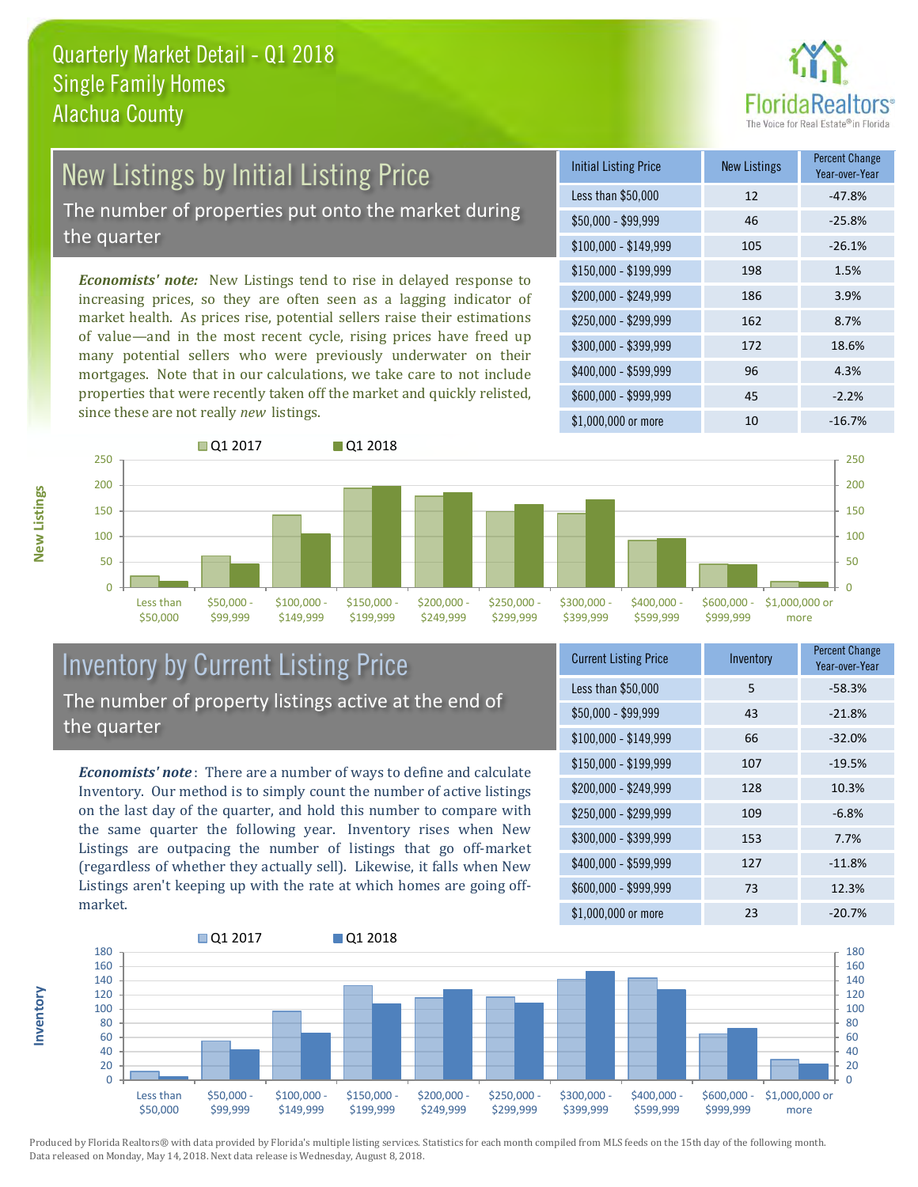# Quarterly Market Detail - Q1 2018
## Single Family Homes
## Alachua County

## New Listings by Initial Listing Price

The number of properties put onto the market during the quarter

*Economists' note:* New Listings tend to rise in delayed response to increasing prices, so they are often seen as a lagging indicator of market health. As prices rise, potential sellers raise their estimations of value—and in the most recent cycle, rising prices have freed up many potential sellers who were previously underwater on their mortgages. Note that in our calculations, we take care to not include properties that were recently taken off the market and quickly relisted, since these are not really *new* listings.

| Initial Listing Price | New Listings | Percent Change Year-over-Year |
|---|---|---|
| Less than $50,000 | 12 | -47.8% |
| $50,000 - $99,999 | 46 | -25.8% |
| $100,000 - $149,999 | 105 | -26.1% |
| $150,000 - $199,999 | 198 | 1.5% |
| $200,000 - $249,999 | 186 | 3.9% |
| $250,000 - $299,999 | 162 | 8.7% |
| $300,000 - $399,999 | 172 | 18.6% |
| $400,000 - $599,999 | 96 | 4.3% |
| $600,000 - $999,999 | 45 | -2.2% |
| $1,000,000 or more | 10 | -16.7% |

## Inventory by Current Listing Price

The number of property listings active at the end of the quarter

*Economists' note*: There are a number of ways to define and calculate Inventory. Our method is to simply count the number of active listings on the last day of the quarter, and hold this number to compare with the same quarter the following year. Inventory rises when New Listings are outpacing the number of listings that go off-market (regardless of whether they actually sell). Likewise, it falls when New Listings aren't keeping up with the rate at which homes are going off-market.

| Current Listing Price | Inventory | Percent Change Year-over-Year |
|---|---|---|
| Less than $50,000 | 5 | -58.3% |
| $50,000 - $99,999 | 43 | -21.8% |
| $100,000 - $149,999 | 66 | -32.0% |
| $150,000 - $199,999 | 107 | -19.5% |
| $200,000 - $249,999 | 128 | 10.3% |
| $250,000 - $299,999 | 109 | -6.8% |
| $300,000 - $399,999 | 153 | 7.7% |
| $400,000 - $599,999 | 127 | -11.8% |
| $600,000 - $999,999 | 73 | 12.3% |
| $1,000,000 or more | 23 | -20.7% |

Produced by Florida Realtors® with data provided by Florida's multiple listing services. Statistics for each month compiled from MLS feeds on the 15th day of the following month. Data released on Monday, May 14, 2018. Next data release is Wednesday, August 8, 2018.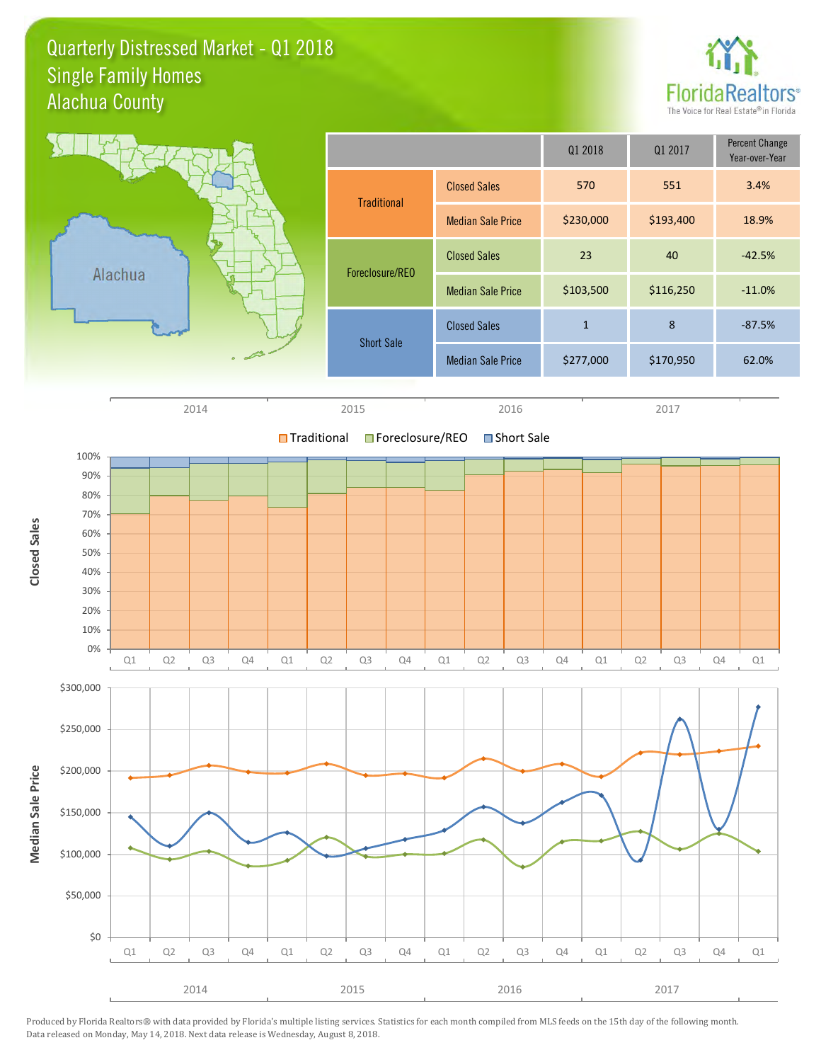# Quarterly Distressed Market - Q1 2018
## Single Family Homes
## Alachua County

| | | Q1 2018 | Q1 2017 | Percent Change Year-over-Year |
|---|---|---|---|---|
| Traditional | Closed Sales | 570 | 551 | 3.4% |
| | Median Sale Price | $230,000 | $193,400 | 18.9% |
| Foreclosure/REO | Closed Sales | 23 | 40 | -42.5% |
| | Median Sale Price | $103,500 | $116,250 | -11.0% |
| Short Sale | Closed Sales | 1 | 8 | -87.5% |
| | Median Sale Price | $277,000 | $170,950 | 62.0% |

Produced by Florida Realtors® with data provided by Florida's multiple listing services. Statistics for each month compiled from MLS feeds on the 15th day of the following month. Data released on Monday, May 14, 2018. Next data release is Wednesday, August 8, 2018.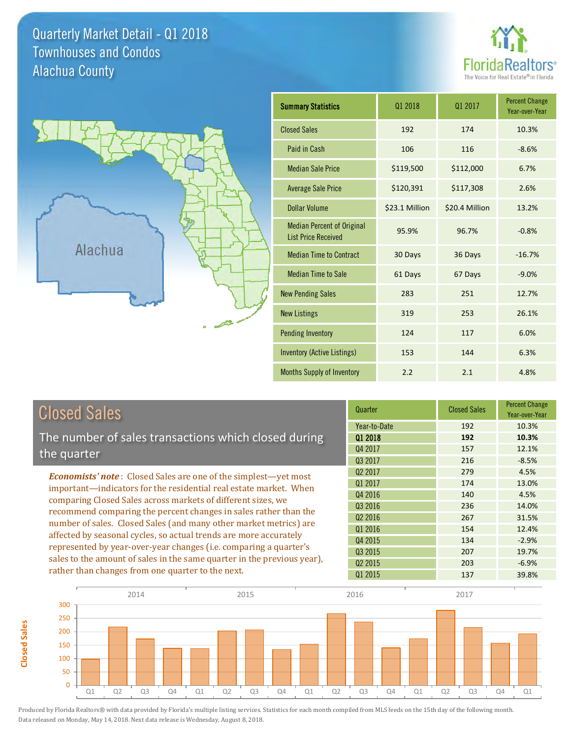# Quarterly Market Detail - Q1 2018
## Townhouses and Condos
## Alachua County

FloridaRealtors® The Voice for Real Estate® in Florida

Alachua

| Summary Statistics | Q1 2018 | Q1 2017 | Percent Change Year-over-Year |
|---|---|---|---|
| Closed Sales | 192 | 174 | 10.3% |
| Paid in Cash | 106 | 116 | -8.6% |
| Median Sale Price | $119,500 | $112,000 | 6.7% |
| Average Sale Price | $120,391 | $117,308 | 2.6% |
| Dollar Volume | $23.1 Million | $20.4 Million | 13.2% |
| Median Percent of Original List Price Received | 95.9% | 96.7% | -0.8% |
| Median Time to Contract | 30 Days | 36 Days | -16.7% |
| Median Time to Sale | 61 Days | 67 Days | -9.0% |
| New Pending Sales | 283 | 251 | 12.7% |
| New Listings | 319 | 253 | 26.1% |
| Pending Inventory | 124 | 117 | 6.0% |
| Inventory (Active Listings) | 153 | 144 | 6.3% |
| Months Supply of Inventory | 2.2 | 2.1 | 4.8% |

## Closed Sales

The number of sales transactions which closed during the quarter

***Economists' note***: Closed Sales are one of the simplest—yet most important—indicators for the residential real estate market. When comparing Closed Sales across markets of different sizes, we recommend comparing the percent changes in sales rather than the number of sales. Closed Sales (and many other market metrics) are affected by seasonal cycles, so actual trends are more accurately represented by year-over-year changes (i.e. comparing a quarter's sales to the amount of sales in the same quarter in the previous year), rather than changes from one quarter to the next.

| Quarter | Closed Sales | Percent Change Year-over-Year |
|---|---|---|
| Year-to-Date | 192 | 10.3% |
| **Q1 2018** | **192** | **10.3%** |
| Q4 2017 | 157 | 12.1% |
| Q3 2017 | 216 | -8.5% |
| Q2 2017 | 279 | 4.5% |
| Q1 2017 | 174 | 13.0% |
| Q4 2016 | 140 | 4.5% |
| Q3 2016 | 236 | 14.0% |
| Q2 2016 | 267 | 31.5% |
| Q1 2016 | 154 | 12.4% |
| Q4 2015 | 134 | -2.9% |
| Q3 2015 | 207 | 19.7% |
| Q2 2015 | 203 | -6.9% |
| Q1 2015 | 137 | 39.8% |

Produced by Florida Realtors® with data provided by Florida's multiple listing services. Statistics for each month compiled from MLS feeds on the 15th day of the following month. Data released on Monday, May 14, 2018. Next data release is Wednesday, August 8, 2018.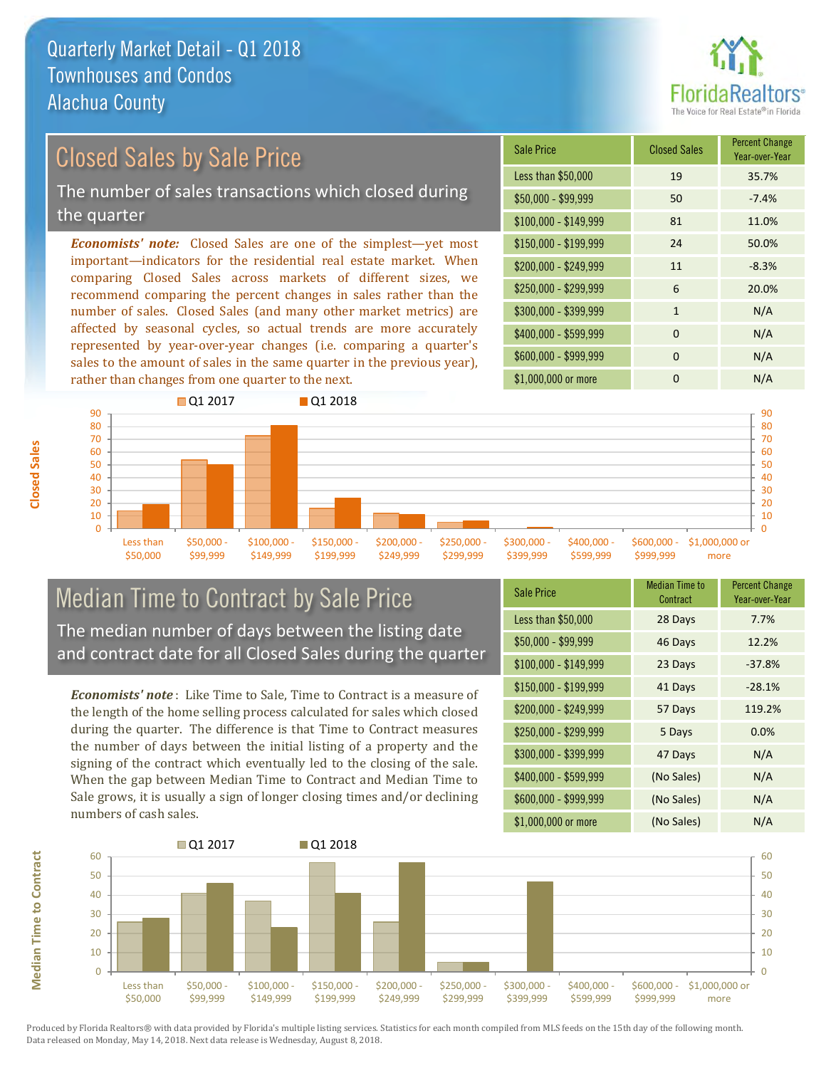# Quarterly Market Detail - Q1 2018
## Townhouses and Condos
## Alachua County

## Closed Sales by Sale Price

The number of sales transactions which closed during the quarter

***Economists' note:*** Closed Sales are one of the simplest—yet most important—indicators for the residential real estate market. When comparing Closed Sales across markets of different sizes, we recommend comparing the percent changes in sales rather than the number of sales. Closed Sales (and many other market metrics) are affected by seasonal cycles, so actual trends are more accurately represented by year-over-year changes (i.e. comparing a quarter's sales to the amount of sales in the same quarter in the previous year), rather than changes from one quarter to the next.

| Sale Price | Closed Sales | Percent Change Year-over-Year |
|---|---|---|
| Less than $50,000 | 19 | 35.7% |
| $50,000 - $99,999 | 50 | -7.4% |
| $100,000 - $149,999 | 81 | 11.0% |
| $150,000 - $199,999 | 24 | 50.0% |
| $200,000 - $249,999 | 11 | -8.3% |
| $250,000 - $299,999 | 6 | 20.0% |
| $300,000 - $399,999 | 1 | N/A |
| $400,000 - $599,999 | 0 | N/A |
| $600,000 - $999,999 | 0 | N/A |
| $1,000,000 or more | 0 | N/A |

## Median Time to Contract by Sale Price

The median number of days between the listing date and contract date for all Closed Sales during the quarter

***Economists' note***: Like Time to Sale, Time to Contract is a measure of the length of the home selling process calculated for sales which closed during the quarter. The difference is that Time to Contract measures the number of days between the initial listing of a property and the signing of the contract which eventually led to the closing of the sale. When the gap between Median Time to Contract and Median Time to Sale grows, it is usually a sign of longer closing times and/or declining numbers of cash sales.

| Sale Price | Median Time to Contract | Percent Change Year-over-Year |
|---|---|---|
| Less than $50,000 | 28 Days | 7.7% |
| $50,000 - $99,999 | 46 Days | 12.2% |
| $100,000 - $149,999 | 23 Days | -37.8% |
| $150,000 - $199,999 | 41 Days | -28.1% |
| $200,000 - $249,999 | 57 Days | 119.2% |
| $250,000 - $299,999 | 5 Days | 0.0% |
| $300,000 - $399,999 | 47 Days | N/A |
| $400,000 - $599,999 | (No Sales) | N/A |
| $600,000 - $999,999 | (No Sales) | N/A |
| $1,000,000 or more | (No Sales) | N/A |

Produced by Florida Realtors® with data provided by Florida's multiple listing services. Statistics for each month compiled from MLS feeds on the 15th day of the following month. Data released on Monday, May 14, 2018. Next data release is Wednesday, August 8, 2018.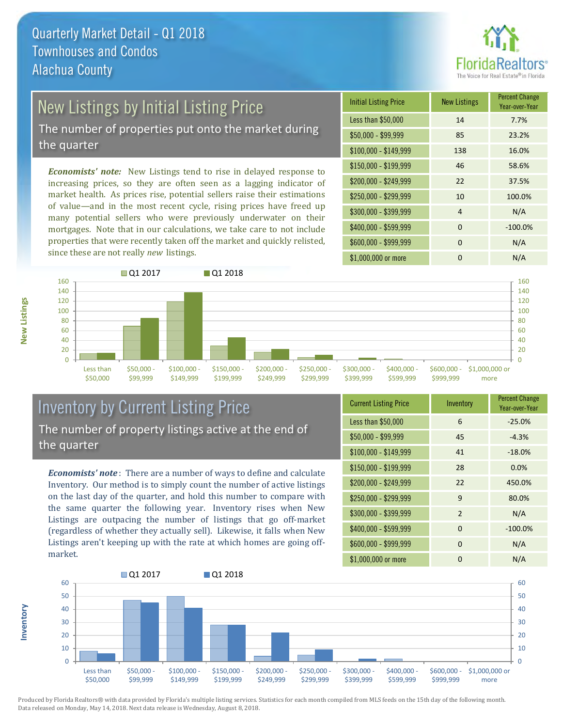# Quarterly Market Detail - Q1 2018
## Townhouses and Condos
## Alachua County

## New Listings by Initial Listing Price

The number of properties put onto the market during the quarter

*Economists' note:* New Listings tend to rise in delayed response to increasing prices, so they are often seen as a lagging indicator of market health. As prices rise, potential sellers raise their estimations of value—and in the most recent cycle, rising prices have freed up many potential sellers who were previously underwater on their mortgages. Note that in our calculations, we take care to not include properties that were recently taken off the market and quickly relisted, since these are not really *new* listings.

| Initial Listing Price | New Listings | Percent Change Year-over-Year |
|---|---|---|
| Less than $50,000 | 14 | 7.7% |
| $50,000 - $99,999 | 85 | 23.2% |
| $100,000 - $149,999 | 138 | 16.0% |
| $150,000 - $199,999 | 46 | 58.6% |
| $200,000 - $249,999 | 22 | 37.5% |
| $250,000 - $299,999 | 10 | 100.0% |
| $300,000 - $399,999 | 4 | N/A |
| $400,000 - $599,999 | 0 | -100.0% |
| $600,000 - $999,999 | 0 | N/A |
| $1,000,000 or more | 0 | N/A |

## Inventory by Current Listing Price

The number of property listings active at the end of the quarter

*Economists' note*: There are a number of ways to define and calculate Inventory. Our method is to simply count the number of active listings on the last day of the quarter, and hold this number to compare with the same quarter the following year. Inventory rises when New Listings are outpacing the number of listings that go off-market (regardless of whether they actually sell). Likewise, it falls when New Listings aren't keeping up with the rate at which homes are going off-market.

| Current Listing Price | Inventory | Percent Change Year-over-Year |
|---|---|---|
| Less than $50,000 | 6 | -25.0% |
| $50,000 - $99,999 | 45 | -4.3% |
| $100,000 - $149,999 | 41 | -18.0% |
| $150,000 - $199,999 | 28 | 0.0% |
| $200,000 - $249,999 | 22 | 450.0% |
| $250,000 - $299,999 | 9 | 80.0% |
| $300,000 - $399,999 | 2 | N/A |
| $400,000 - $599,999 | 0 | -100.0% |
| $600,000 - $999,999 | 0 | N/A |
| $1,000,000 or more | 0 | N/A |

Produced by Florida Realtors® with data provided by Florida's multiple listing services. Statistics for each month compiled from MLS feeds on the 15th day of the following month. Data released on Monday, May 14, 2018. Next data release is Wednesday, August 8, 2018.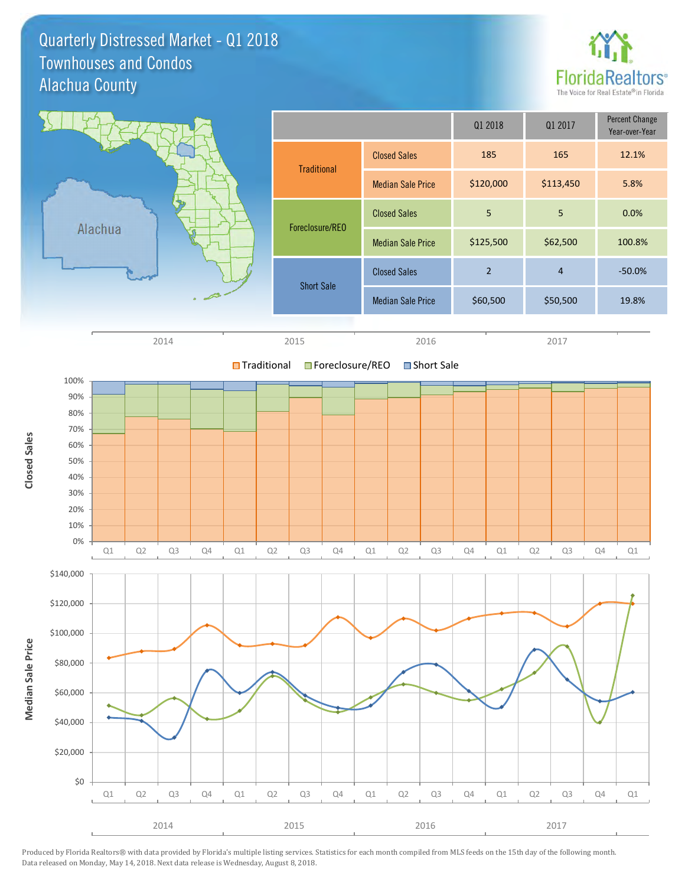# Quarterly Distressed Market - Q1 2018
## Townhouses and Condos
## Alachua County

FloridaRealtors® The Voice for Real Estate® in Florida

| | | Q1 2018 | Q1 2017 | Percent Change Year-over-Year |
|---|---|---|---|---|
| Traditional | Closed Sales | 185 | 165 | 12.1% |
| | Median Sale Price | $120,000 | $113,450 | 5.8% |
| Foreclosure/REO | Closed Sales | 5 | 5 | 0.0% |
| | Median Sale Price | $125,500 | $62,500 | 100.8% |
| Short Sale | Closed Sales | 2 | 4 | -50.0% |
| | Median Sale Price | $60,500 | $50,500 | 19.8% |

Produced by Florida Realtors® with data provided by Florida's multiple listing services. Statistics for each month compiled from MLS feeds on the 15th day of the following month. Data released on Monday, May 14, 2018. Next data release is Wednesday, August 8, 2018.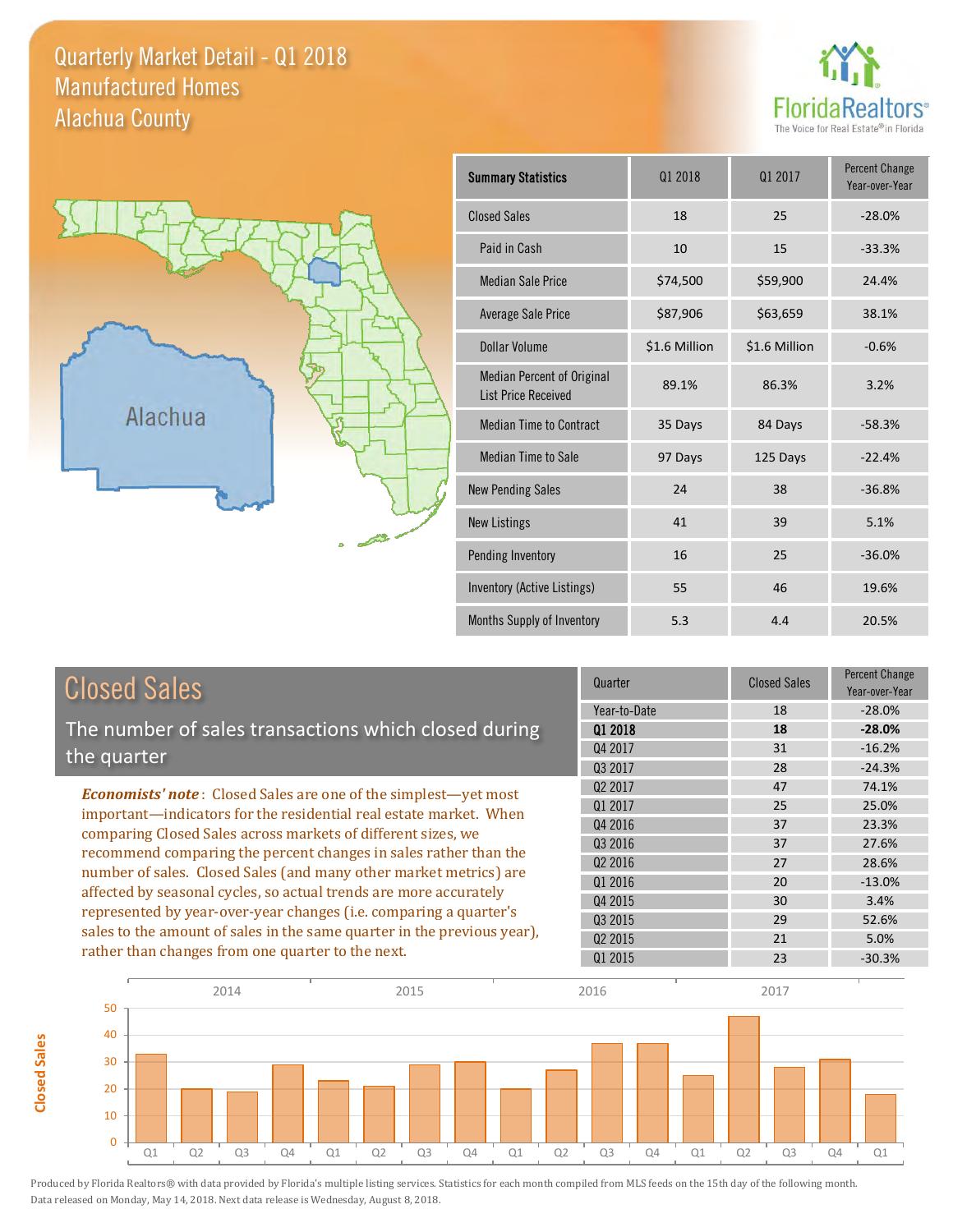# Quarterly Market Detail - Q1 2018
## Manufactured Homes
## Alachua County

FloridaRealtors® The Voice for Real Estate® in Florida

Alachua

| Summary Statistics | Q1 2018 | Q1 2017 | Percent Change Year-over-Year |
|---|---|---|---|
| Closed Sales | 18 | 25 | -28.0% |
| Paid in Cash | 10 | 15 | -33.3% |
| Median Sale Price | $74,500 | $59,900 | 24.4% |
| Average Sale Price | $87,906 | $63,659 | 38.1% |
| Dollar Volume | $1.6 Million | $1.6 Million | -0.6% |
| Median Percent of Original List Price Received | 89.1% | 86.3% | 3.2% |
| Median Time to Contract | 35 Days | 84 Days | -58.3% |
| Median Time to Sale | 97 Days | 125 Days | -22.4% |
| New Pending Sales | 24 | 38 | -36.8% |
| New Listings | 41 | 39 | 5.1% |
| Pending Inventory | 16 | 25 | -36.0% |
| Inventory (Active Listings) | 55 | 46 | 19.6% |
| Months Supply of Inventory | 5.3 | 4.4 | 20.5% |

## Closed Sales

The number of sales transactions which closed during the quarter

***Economists' note***: Closed Sales are one of the simplest—yet most important—indicators for the residential real estate market. When comparing Closed Sales across markets of different sizes, we recommend comparing the percent changes in sales rather than the number of sales. Closed Sales (and many other market metrics) are affected by seasonal cycles, so actual trends are more accurately represented by year-over-year changes (i.e. comparing a quarter's sales to the amount of sales in the same quarter in the previous year), rather than changes from one quarter to the next.

| Quarter | Closed Sales | Percent Change Year-over-Year |
|---|---|---|
| Year-to-Date | 18 | -28.0% |
| **Q1 2018** | **18** | **-28.0%** |
| Q4 2017 | 31 | -16.2% |
| Q3 2017 | 28 | -24.3% |
| Q2 2017 | 47 | 74.1% |
| Q1 2017 | 25 | 25.0% |
| Q4 2016 | 37 | 23.3% |
| Q3 2016 | 37 | 27.6% |
| Q2 2016 | 27 | 28.6% |
| Q1 2016 | 20 | -13.0% |
| Q4 2015 | 30 | 3.4% |
| Q3 2015 | 29 | 52.6% |
| Q2 2015 | 21 | 5.0% |
| Q1 2015 | 23 | -30.3% |

Produced by Florida Realtors® with data provided by Florida's multiple listing services. Statistics for each month compiled from MLS feeds on the 15th day of the following month. Data released on Monday, May 14, 2018. Next data release is Wednesday, August 8, 2018.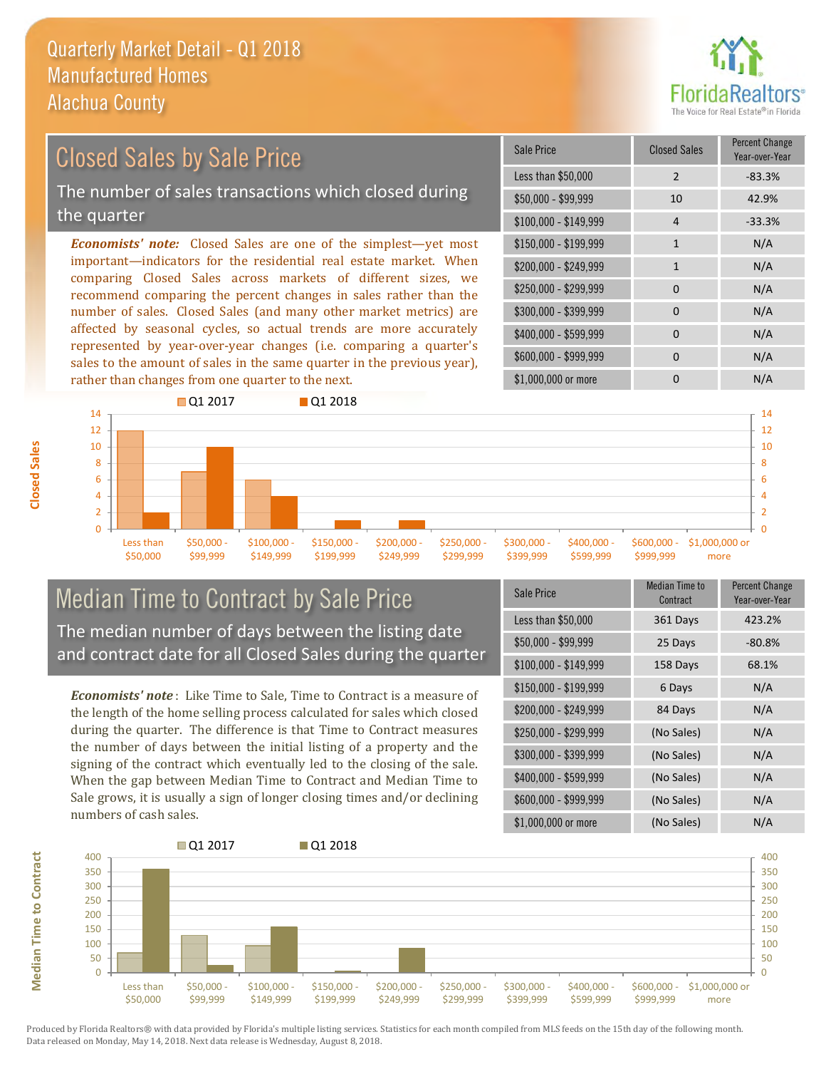# Quarterly Market Detail - Q1 2018
## Manufactured Homes
## Alachua County

## Closed Sales by Sale Price

The number of sales transactions which closed during the quarter

***Economists' note:*** Closed Sales are one of the simplest—yet most important—indicators for the residential real estate market. When comparing Closed Sales across markets of different sizes, we recommend comparing the percent changes in sales rather than the number of sales. Closed Sales (and many other market metrics) are affected by seasonal cycles, so actual trends are more accurately represented by year-over-year changes (i.e. comparing a quarter's sales to the amount of sales in the same quarter in the previous year), rather than changes from one quarter to the next.

| Sale Price | Closed Sales | Percent Change Year-over-Year |
|---|---|---|
| Less than $50,000 | 2 | -83.3% |
| $50,000 - $99,999 | 10 | 42.9% |
| $100,000 - $149,999 | 4 | -33.3% |
| $150,000 - $199,999 | 1 | N/A |
| $200,000 - $249,999 | 1 | N/A |
| $250,000 - $299,999 | 0 | N/A |
| $300,000 - $399,999 | 0 | N/A |
| $400,000 - $599,999 | 0 | N/A |
| $600,000 - $999,999 | 0 | N/A |
| $1,000,000 or more | 0 | N/A |

## Median Time to Contract by Sale Price

The median number of days between the listing date and contract date for all Closed Sales during the quarter

***Economists' note*** : Like Time to Sale, Time to Contract is a measure of the length of the home selling process calculated for sales which closed during the quarter. The difference is that Time to Contract measures the number of days between the initial listing of a property and the signing of the contract which eventually led to the closing of the sale. When the gap between Median Time to Contract and Median Time to Sale grows, it is usually a sign of longer closing times and/or declining numbers of cash sales.

| Sale Price | Median Time to Contract | Percent Change Year-over-Year |
|---|---|---|
| Less than $50,000 | 361 Days | 423.2% |
| $50,000 - $99,999 | 25 Days | -80.8% |
| $100,000 - $149,999 | 158 Days | 68.1% |
| $150,000 - $199,999 | 6 Days | N/A |
| $200,000 - $249,999 | 84 Days | N/A |
| $250,000 - $299,999 | (No Sales) | N/A |
| $300,000 - $399,999 | (No Sales) | N/A |
| $400,000 - $599,999 | (No Sales) | N/A |
| $600,000 - $999,999 | (No Sales) | N/A |
| $1,000,000 or more | (No Sales) | N/A |

Produced by Florida Realtors® with data provided by Florida's multiple listing services. Statistics for each month compiled from MLS feeds on the 15th day of the following month. Data released on Monday, May 14, 2018. Next data release is Wednesday, August 8, 2018.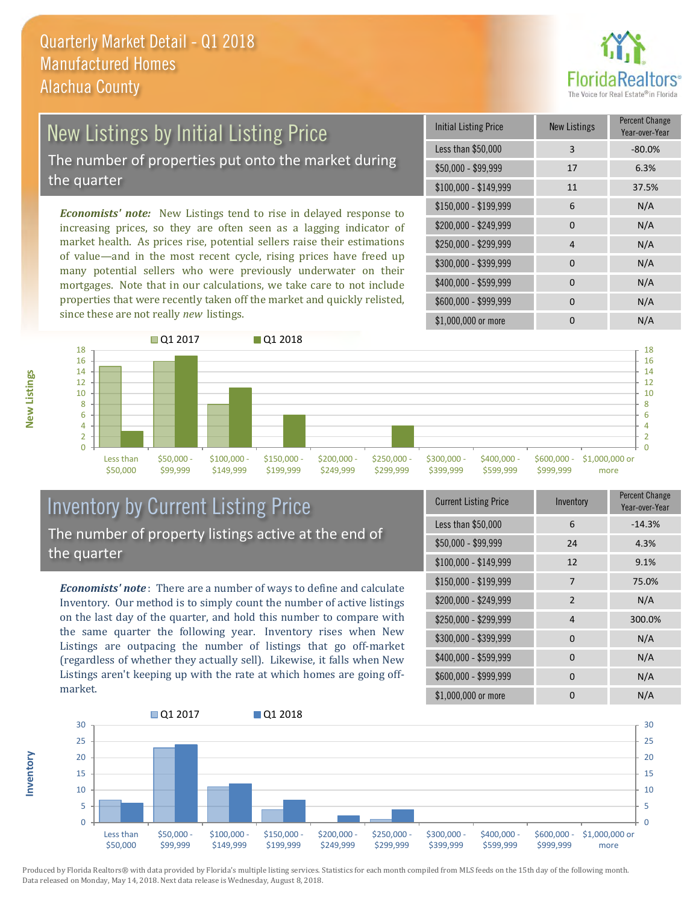# Quarterly Market Detail - Q1 2018
## Manufactured Homes
## Alachua County

## New Listings by Initial Listing Price

The number of properties put onto the market during the quarter

*Economists' note:* New Listings tend to rise in delayed response to increasing prices, so they are often seen as a lagging indicator of market health. As prices rise, potential sellers raise their estimations of value—and in the most recent cycle, rising prices have freed up many potential sellers who were previously underwater on their mortgages. Note that in our calculations, we take care to not include properties that were recently taken off the market and quickly relisted, since these are not really *new* listings.

| Initial Listing Price | New Listings | Percent Change Year-over-Year |
|---|---|---|
| Less than $50,000 | 3 | -80.0% |
| $50,000 - $99,999 | 17 | 6.3% |
| $100,000 - $149,999 | 11 | 37.5% |
| $150,000 - $199,999 | 6 | N/A |
| $200,000 - $249,999 | 0 | N/A |
| $250,000 - $299,999 | 4 | N/A |
| $300,000 - $399,999 | 0 | N/A |
| $400,000 - $599,999 | 0 | N/A |
| $600,000 - $999,999 | 0 | N/A |
| $1,000,000 or more | 0 | N/A |

## Inventory by Current Listing Price

The number of property listings active at the end of the quarter

*Economists' note*: There are a number of ways to define and calculate Inventory. Our method is to simply count the number of active listings on the last day of the quarter, and hold this number to compare with the same quarter the following year. Inventory rises when New Listings are outpacing the number of listings that go off-market (regardless of whether they actually sell). Likewise, it falls when New Listings aren't keeping up with the rate at which homes are going off-market.

| Current Listing Price | Inventory | Percent Change Year-over-Year |
|---|---|---|
| Less than $50,000 | 6 | -14.3% |
| $50,000 - $99,999 | 24 | 4.3% |
| $100,000 - $149,999 | 12 | 9.1% |
| $150,000 - $199,999 | 7 | 75.0% |
| $200,000 - $249,999 | 2 | N/A |
| $250,000 - $299,999 | 4 | 300.0% |
| $300,000 - $399,999 | 0 | N/A |
| $400,000 - $599,999 | 0 | N/A |
| $600,000 - $999,999 | 0 | N/A |
| $1,000,000 or more | 0 | N/A |

Produced by Florida Realtors® with data provided by Florida's multiple listing services. Statistics for each month compiled from MLS feeds on the 15th day of the following month. Data released on Monday, May 14, 2018. Next data release is Wednesday, August 8, 2018.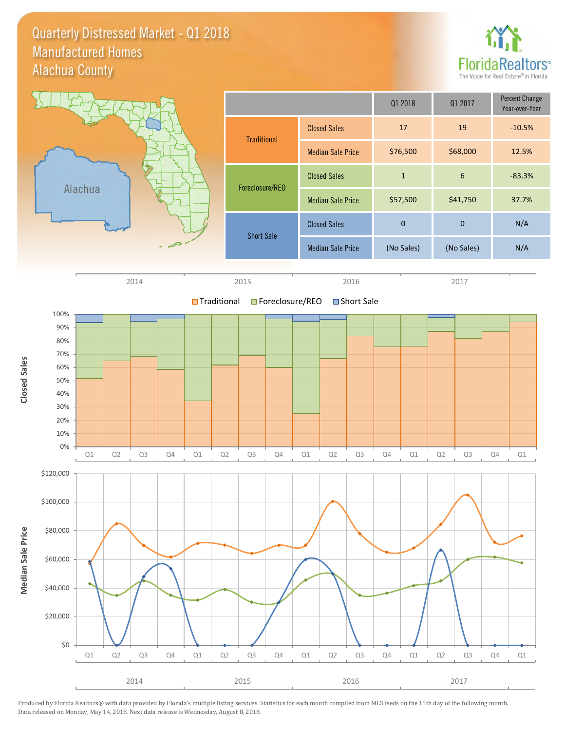# Quarterly Distressed Market - Q1 2018
## Manufactured Homes
## Alachua County

FloridaRealtors®
The Voice for Real Estate® in Florida

Alachua

| | | Q1 2018 | Q1 2017 | Percent Change Year-over-Year |
|---|---|---|---|---|
| Traditional | Closed Sales | 17 | 19 | -10.5% |
| | Median Sale Price | $76,500 | $68,000 | 12.5% |
| Foreclosure/REO | Closed Sales | 1 | 6 | -83.3% |
| | Median Sale Price | $57,500 | $41,750 | 37.7% |
| Short Sale | Closed Sales | 0 | 0 | N/A |
| | Median Sale Price | (No Sales) | (No Sales) | N/A |

2014 2015 2016 2017

Traditional Foreclosure/REO Short Sale

Closed Sales

100% 90% 80% 70% 60% 50% 40% 30% 20% 10% 0%

Q1 Q2 Q3 Q4 Q1 Q2 Q3 Q4 Q1 Q2 Q3 Q4 Q1 Q2 Q3 Q4 Q1

Median Sale Price

$120,000 $100,000 $80,000 $60,000 $40,000 $20,000 $0

Q1 Q2 Q3 Q4 Q1 Q2 Q3 Q4 Q1 Q2 Q3 Q4 Q1 Q2 Q3 Q4 Q1

2014 2015 2016 2017

Produced by Florida Realtors® with data provided by Florida's multiple listing services. Statistics for each month compiled from MLS feeds on the 15th day of the following month. Data released on Monday, May 14, 2018. Next data release is Wednesday, August 8, 2018.